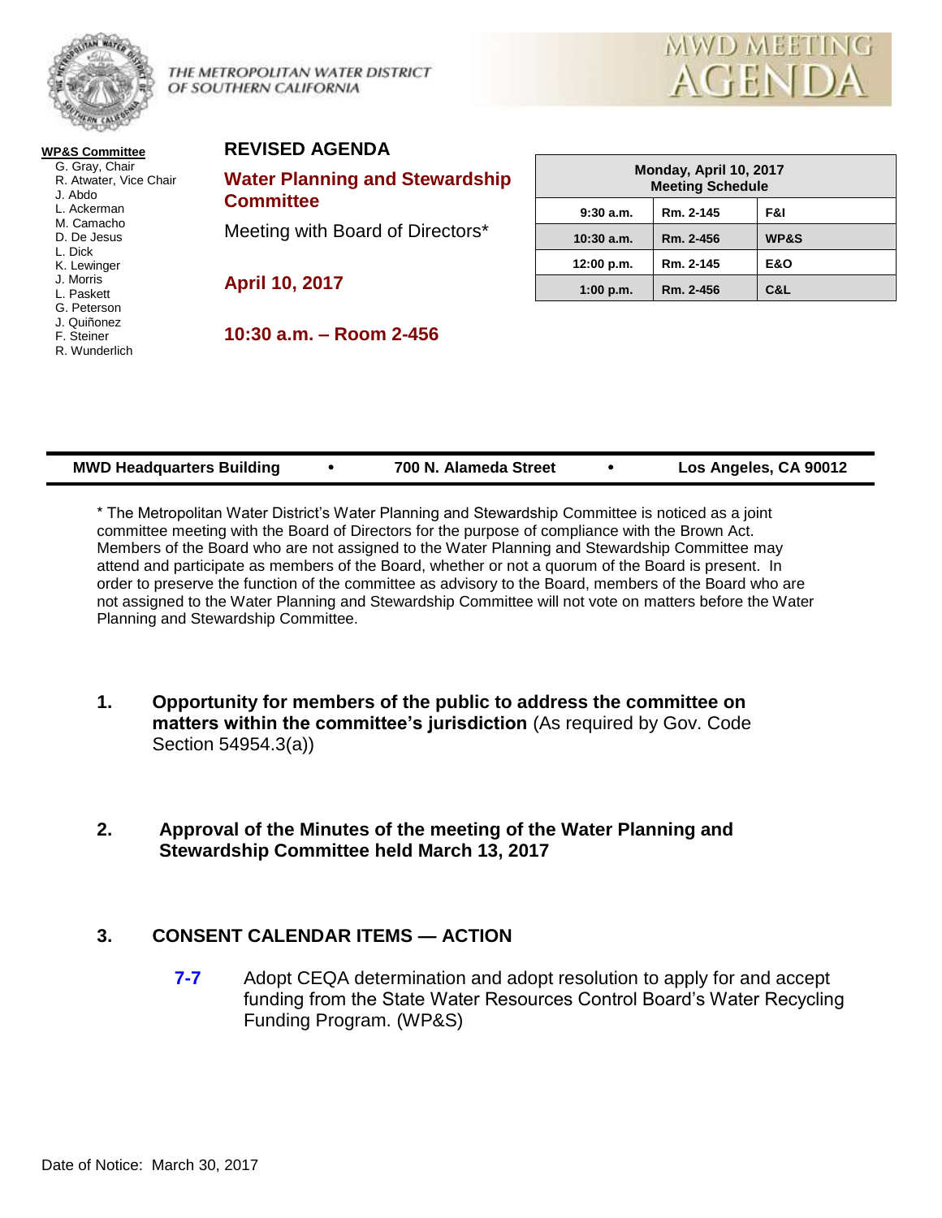THE METROPOLITAN WATER DISTRICT OF SOUTHERN CALIFORNIA

MWD MEETING AGENDA

**WP&S Committee**

- G. Gray, Chair
- R. Atwater, Vice Chair
- J. Abdo
- L. Ackerman
- M. Camacho
- D. De Jesus
- L. Dick
- K. Lewinger
- J. Morris
- L. Paskett
- G. Peterson
- J. Quiñonez
- F. Steiner
- R. Wunderlich

## REVISED AGENDA

## Water Planning and Stewardship Committee

Meeting with Board of Directors*

**April 10, 2017**

**10:30 a.m. – Room 2-456**

| Monday, April 10, 2017 Meeting Schedule | | |
|---|---|---|
| 9:30 a.m. | Rm. 2-145 | F&I |
| 10:30 a.m. | Rm. 2-456 | WP&S |
| 12:00 p.m. | Rm. 2-145 | E&O |
| 1:00 p.m. | Rm. 2-456 | C&L |

**MWD Headquarters Building • 700 N. Alameda Street • Los Angeles, CA 90012**

* The Metropolitan Water District's Water Planning and Stewardship Committee is noticed as a joint committee meeting with the Board of Directors for the purpose of compliance with the Brown Act. Members of the Board who are not assigned to the Water Planning and Stewardship Committee may attend and participate as members of the Board, whether or not a quorum of the Board is present. In order to preserve the function of the committee as advisory to the Board, members of the Board who are not assigned to the Water Planning and Stewardship Committee will not vote on matters before the Water Planning and Stewardship Committee.

1. **Opportunity for members of the public to address the committee on matters within the committee's jurisdiction** (As required by Gov. Code Section 54954.3(a))

2. **Approval of the Minutes of the meeting of the Water Planning and Stewardship Committee held March 13, 2017**

3. **CONSENT CALENDAR ITEMS — ACTION**

   **7-7** Adopt CEQA determination and adopt resolution to apply for and accept funding from the State Water Resources Control Board's Water Recycling Funding Program. (WP&S)

Date of Notice: March 30, 2017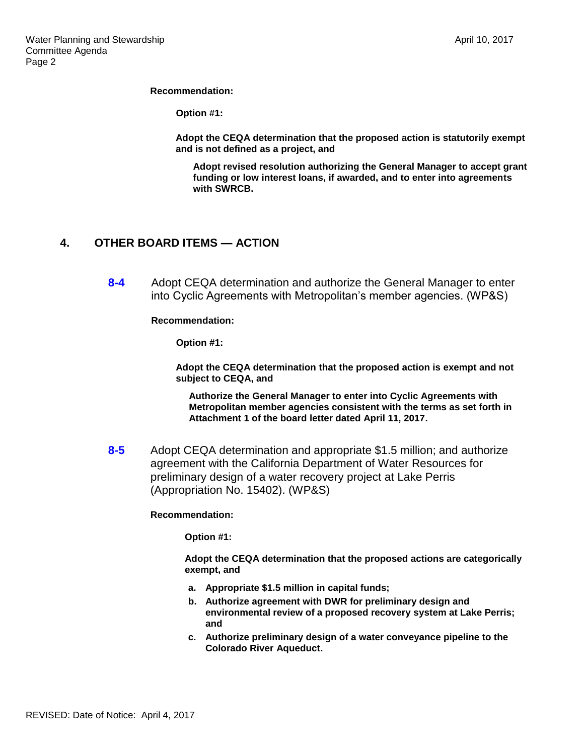**Recommendation:**

**Option #1:**

**Adopt the CEQA determination that the proposed action is statutorily exempt and is not defined as a project, and**

**Adopt revised resolution authorizing the General Manager to accept grant funding or low interest loans, if awarded, and to enter into agreements with SWRCB.**

## 4. OTHER BOARD ITEMS — ACTION

**8-4** Adopt CEQA determination and authorize the General Manager to enter into Cyclic Agreements with Metropolitan's member agencies. (WP&S)

**Recommendation:**

**Option #1:**

**Adopt the CEQA determination that the proposed action is exempt and not subject to CEQA, and**

**Authorize the General Manager to enter into Cyclic Agreements with Metropolitan member agencies consistent with the terms as set forth in Attachment 1 of the board letter dated April 11, 2017.**

**8-5** Adopt CEQA determination and appropriate $1.5 million; and authorize agreement with the California Department of Water Resources for preliminary design of a water recovery project at Lake Perris (Appropriation No. 15402). (WP&S)

**Recommendation:**

**Option #1:**

**Adopt the CEQA determination that the proposed actions are categorically exempt, and**

- **a. Appropriate $1.5 million in capital funds;**
- **b. Authorize agreement with DWR for preliminary design and environmental review of a proposed recovery system at Lake Perris; and**
- **c. Authorize preliminary design of a water conveyance pipeline to the Colorado River Aqueduct.**

REVISED: Date of Notice: April 4, 2017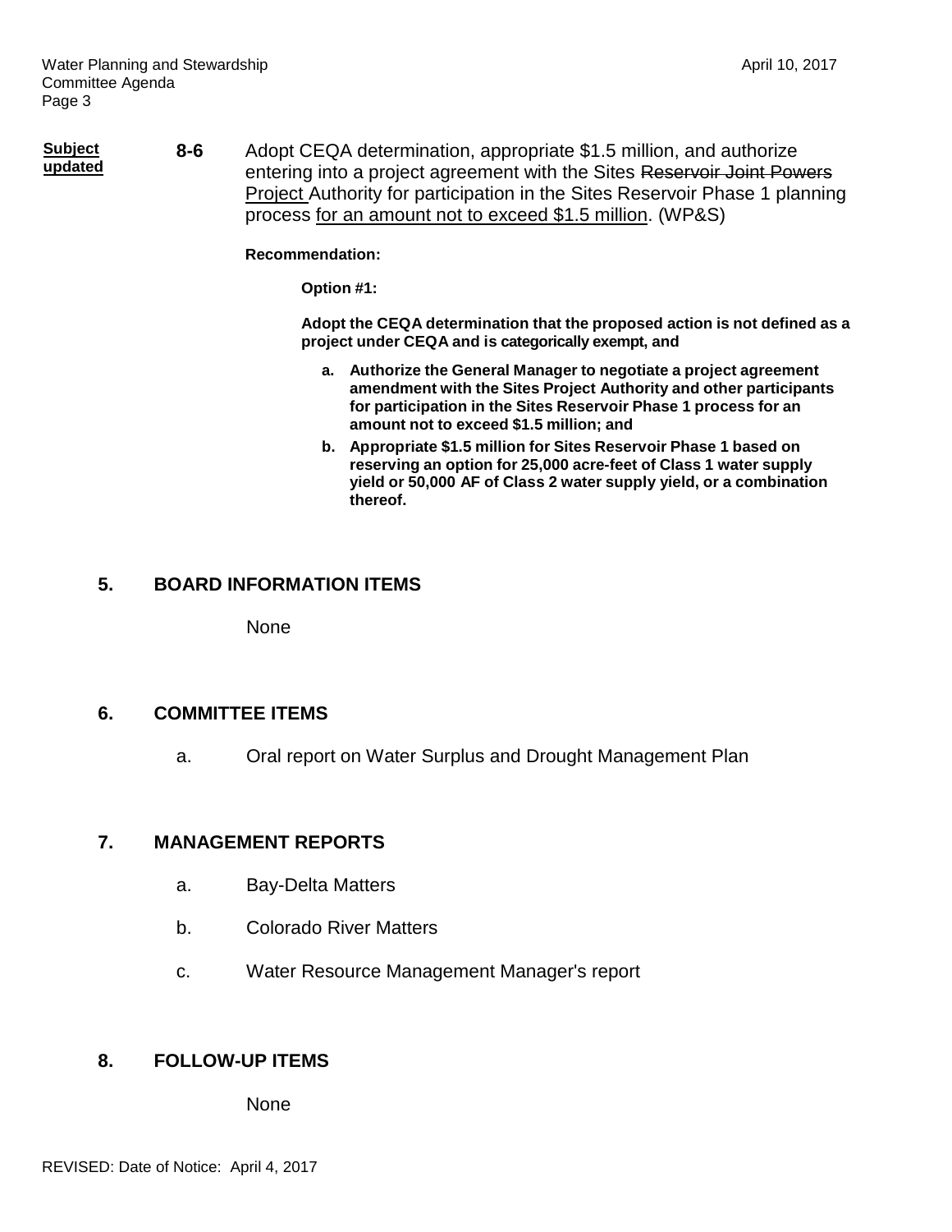**Subject updated**

**8-6** Adopt CEQA determination, appropriate \$1.5 million, and authorize entering into a project agreement with the Sites ~~Reservoir Joint Powers~~ <u>Project</u> Authority for participation in the Sites Reservoir Phase 1 planning process <u>for an amount not to exceed \$1.5 million</u>. (WP&S)

**Recommendation:**

**Option #1:**

**Adopt the CEQA determination that the proposed action is not defined as a project under CEQA and is categorically exempt, and**

- **a. Authorize the General Manager to negotiate a project agreement amendment with the Sites Project Authority and other participants for participation in the Sites Reservoir Phase 1 process for an amount not to exceed \$1.5 million; and**
- **b. Appropriate \$1.5 million for Sites Reservoir Phase 1 based on reserving an option for 25,000 acre-feet of Class 1 water supply yield or 50,000 AF of Class 2 water supply yield, or a combination thereof.**

## 5. BOARD INFORMATION ITEMS

None

## 6. COMMITTEE ITEMS

a. Oral report on Water Surplus and Drought Management Plan

## 7. MANAGEMENT REPORTS

a. Bay-Delta Matters

b. Colorado River Matters

c. Water Resource Management Manager's report

## 8. FOLLOW-UP ITEMS

None

REVISED: Date of Notice: April 4, 2017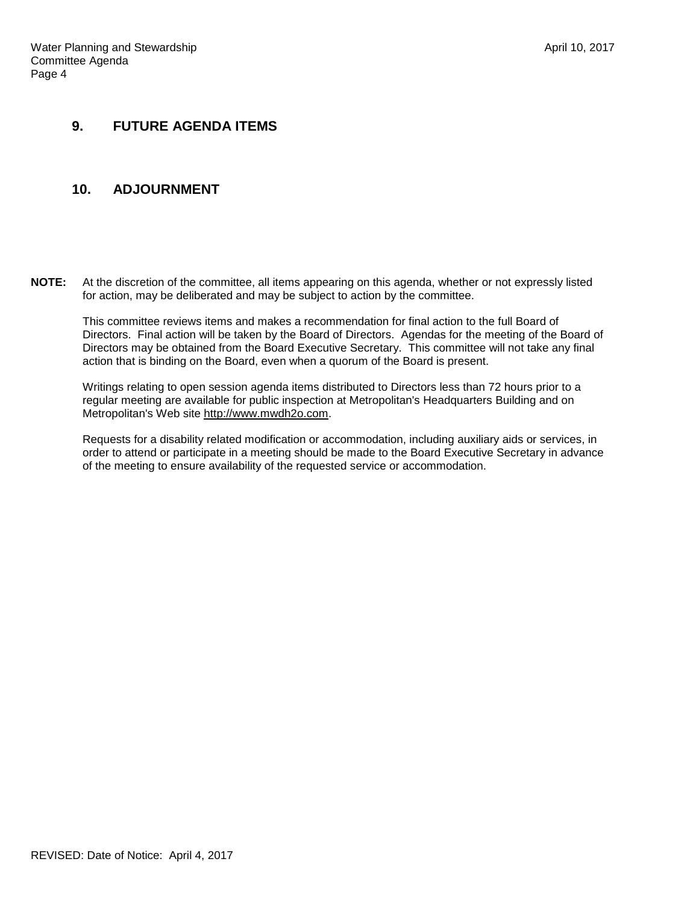## 9. FUTURE AGENDA ITEMS

## 10. ADJOURNMENT

**NOTE:** At the discretion of the committee, all items appearing on this agenda, whether or not expressly listed for action, may be deliberated and may be subject to action by the committee.

This committee reviews items and makes a recommendation for final action to the full Board of Directors. Final action will be taken by the Board of Directors. Agendas for the meeting of the Board of Directors may be obtained from the Board Executive Secretary. This committee will not take any final action that is binding on the Board, even when a quorum of the Board is present.

Writings relating to open session agenda items distributed to Directors less than 72 hours prior to a regular meeting are available for public inspection at Metropolitan's Headquarters Building and on Metropolitan's Web site http://www.mwdh2o.com.

Requests for a disability related modification or accommodation, including auxiliary aids or services, in order to attend or participate in a meeting should be made to the Board Executive Secretary in advance of the meeting to ensure availability of the requested service or accommodation.

REVISED: Date of Notice: April 4, 2017